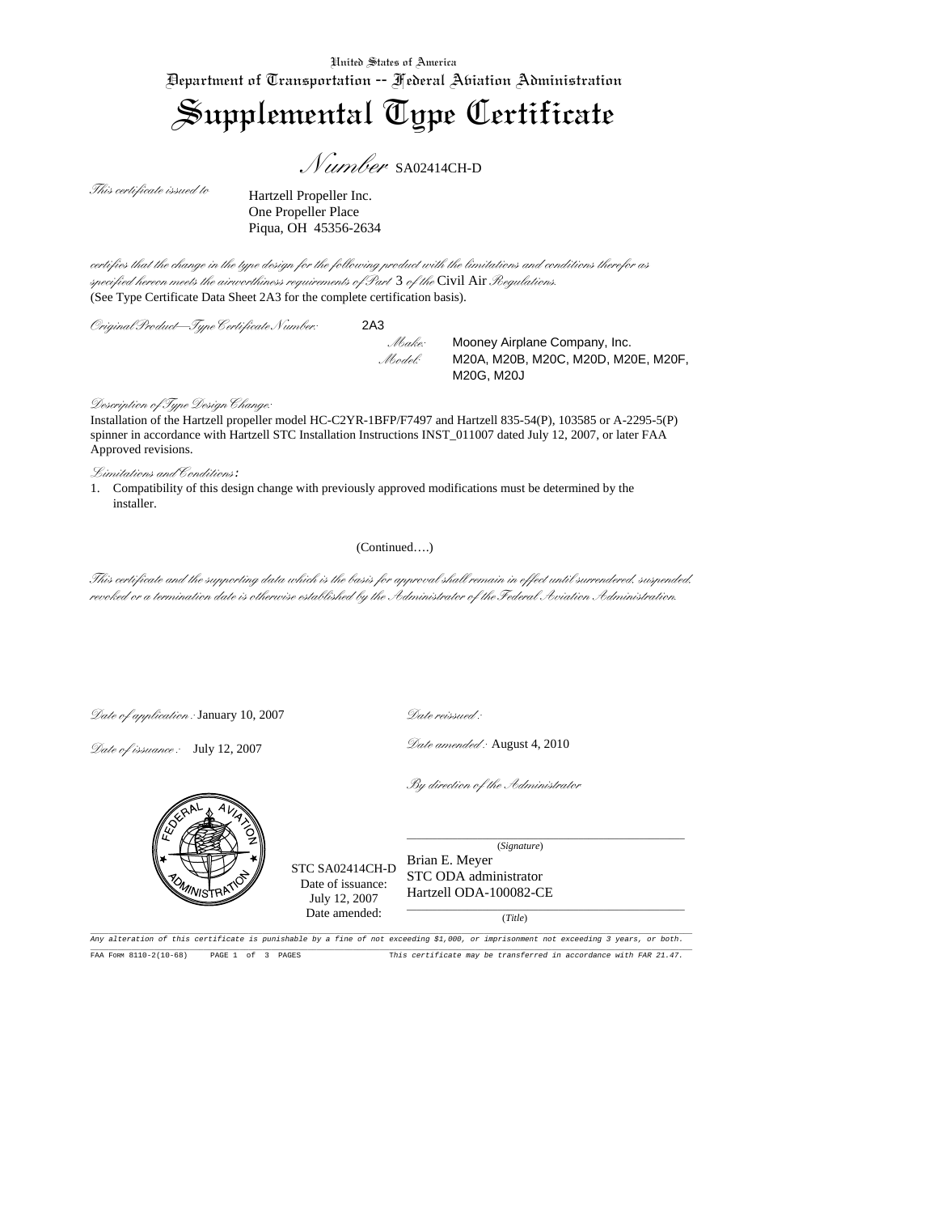United States of America

Department of Transportation -- Federal Aviation Administration

# Supplemental Type Certificate

*Number* SA02414CH-D

*This certificate issued to*

Hartzell Propeller Inc.
One Propeller Place
Piqua, OH 45356-2634

*certifies that the change in the type design for the following product with the limitations and conditions therefor as specified hereon meets the airworthiness requirements of Part* 3 *of the* Civil Air *Regulations.*
(See Type Certificate Data Sheet 2A3 for the complete certification basis).

*Original Product—Type Certificate Number:* 2A3

*Make:* Mooney Airplane Company, Inc.

*Model:* M20A, M20B, M20C, M20D, M20E, M20F, M20G, M20J

*Description of Type Design Change:*

Installation of the Hartzell propeller model HC-C2YR-1BFP/F7497 and Hartzell 835-54(P), 103585 or A-2295-5(P) spinner in accordance with Hartzell STC Installation Instructions INST_011007 dated July 12, 2007, or later FAA Approved revisions.

*Limitations and Conditions:*

1. Compatibility of this design change with previously approved modifications must be determined by the installer.

(Continued….)

*This certificate and the supporting data which is the basis for approval shall remain in effect until surrendered, suspended, revoked or a termination date is otherwise established by the Administrator of the Federal Aviation Administration.*

*Date of application:* January 10, 2007

*Date reissued:*

*Date of issuance:* July 12, 2007

*Date amended:* August 4, 2010

*By direction of the Administrator*

STC SA02414CH-D
Date of issuance: July 12, 2007
Date amended:

(*Signature*)

Brian E. Meyer
STC ODA administrator
Hartzell ODA-100082-CE

(*Title*)

*Any alteration of this certificate is punishable by a fine of not exceeding $1,000, or imprisonment not exceeding 3 years, or both.*

FAA FORM 8110-2(10-68) *This certificate may be transferred in accordance with FAR 21.47.*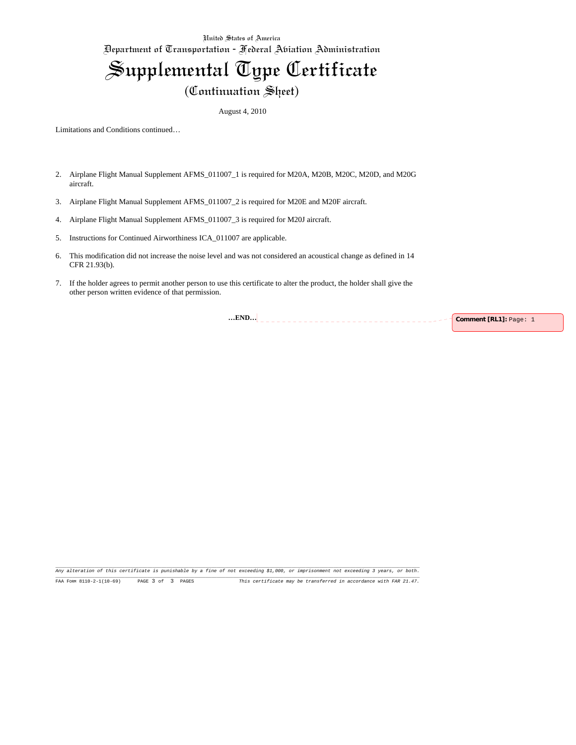United States of America

Department of Transportation - Federal Aviation Administration

# Supplemental Type Certificate

(Continuation Sheet)

August 4, 2010

Limitations and Conditions continued…

2. Airplane Flight Manual Supplement AFMS_011007_1 is required for M20A, M20B, M20C, M20D, and M20G aircraft.

3. Airplane Flight Manual Supplement AFMS_011007_2 is required for M20E and M20F aircraft.

4. Airplane Flight Manual Supplement AFMS_011007_3 is required for M20J aircraft.

5. Instructions for Continued Airworthiness ICA_011007 are applicable.

6. This modification did not increase the noise level and was not considered an acoustical change as defined in 14 CFR 21.93(b).

7. If the holder agrees to permit another person to use this certificate to alter the product, the holder shall give the other person written evidence of that permission.

**…END…**

**Comment [RL1]:** Page: 1

*Any alteration of this certificate is punishable by a fine of not exceeding $1,000, or imprisonment not exceeding 3 years, or both.*

FAA Form 8110-2-1(10-69) *This certificate may be transferred in accordance with FAR 21.47.*